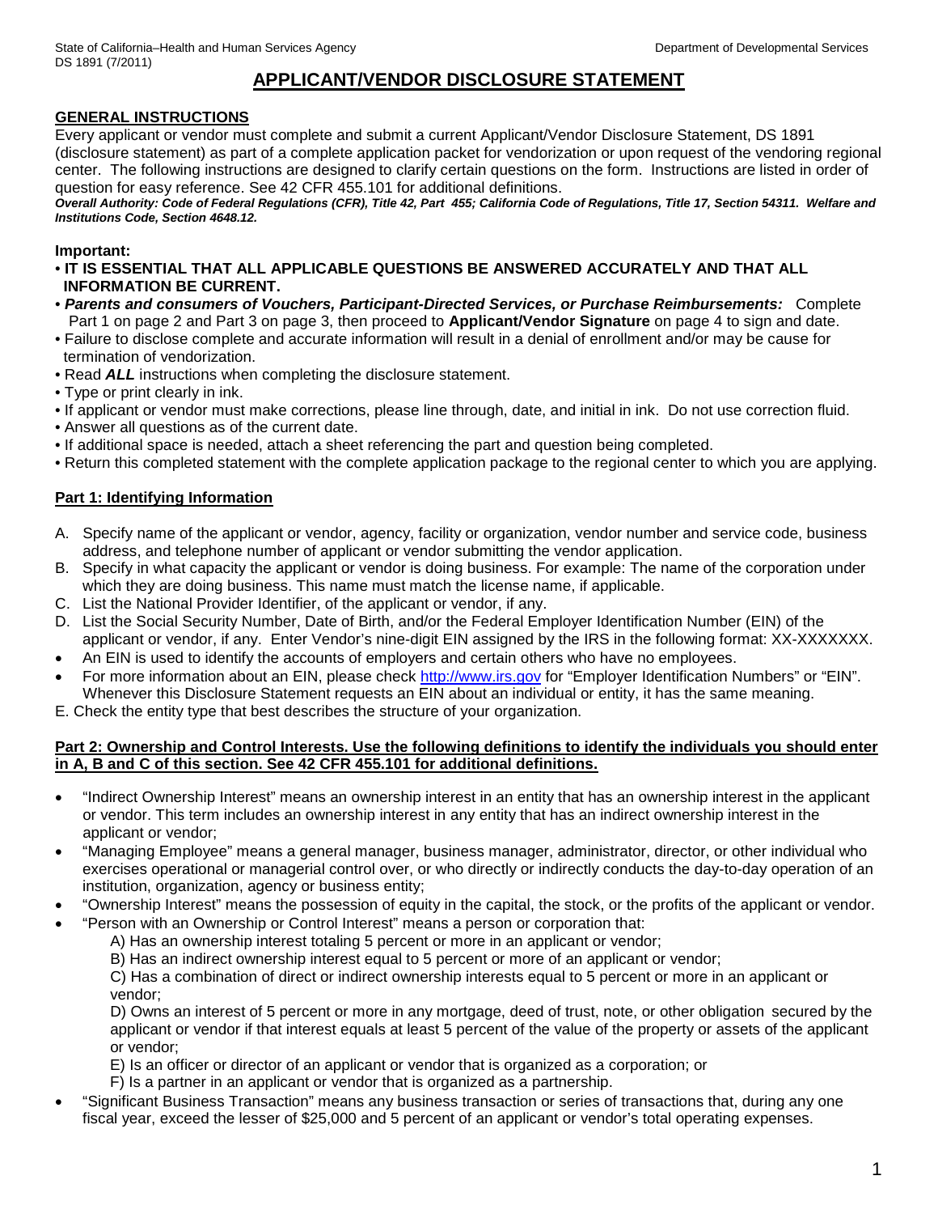State of California–Health and Human Services Agency

Department of Developmental Services

DS 1891 (7/2011)

# APPLICANT/VENDOR DISCLOSURE STATEMENT

## GENERAL INSTRUCTIONS

Every applicant or vendor must complete and submit a current Applicant/Vendor Disclosure Statement, DS 1891 (disclosure statement) as part of a complete application packet for vendorization or upon request of the vendoring regional center. The following instructions are designed to clarify certain questions on the form. Instructions are listed in order of question for easy reference. See 42 CFR 455.101 for additional definitions.

***Overall Authority: Code of Federal Regulations (CFR), Title 42, Part 455; California Code of Regulations, Title 17, Section 54311. Welfare and Institutions Code, Section 4648.12.***

**Important:**

- **IT IS ESSENTIAL THAT ALL APPLICABLE QUESTIONS BE ANSWERED ACCURATELY AND THAT ALL INFORMATION BE CURRENT.**
- ***Parents and consumers of Vouchers, Participant-Directed Services, or Purchase Reimbursements:*** Complete Part 1 on page 2 and Part 3 on page 3, then proceed to **Applicant/Vendor Signature** on page 4 to sign and date.
- Failure to disclose complete and accurate information will result in a denial of enrollment and/or may be cause for termination of vendorization.
- Read ***ALL*** instructions when completing the disclosure statement.
- Type or print clearly in ink.
- If applicant or vendor must make corrections, please line through, date, and initial in ink. Do not use correction fluid.
- Answer all questions as of the current date.
- If additional space is needed, attach a sheet referencing the part and question being completed.
- Return this completed statement with the complete application package to the regional center to which you are applying.

## Part 1: Identifying Information

A. Specify name of the applicant or vendor, agency, facility or organization, vendor number and service code, business address, and telephone number of applicant or vendor submitting the vendor application.

B. Specify in what capacity the applicant or vendor is doing business. For example: The name of the corporation under which they are doing business. This name must match the license name, if applicable.

C. List the National Provider Identifier, of the applicant or vendor, if any.

D. List the Social Security Number, Date of Birth, and/or the Federal Employer Identification Number (EIN) of the applicant or vendor, if any. Enter Vendor's nine-digit EIN assigned by the IRS in the following format: XX-XXXXXXX.

- An EIN is used to identify the accounts of employers and certain others who have no employees.
- For more information about an EIN, please check http://www.irs.gov for "Employer Identification Numbers" or "EIN". Whenever this Disclosure Statement requests an EIN about an individual or entity, it has the same meaning.

E. Check the entity type that best describes the structure of your organization.

## Part 2: Ownership and Control Interests. Use the following definitions to identify the individuals you should enter in A, B and C of this section. See 42 CFR 455.101 for additional definitions.

- "Indirect Ownership Interest" means an ownership interest in an entity that has an ownership interest in the applicant or vendor. This term includes an ownership interest in any entity that has an indirect ownership interest in the applicant or vendor;
- "Managing Employee" means a general manager, business manager, administrator, director, or other individual who exercises operational or managerial control over, or who directly or indirectly conducts the day-to-day operation of an institution, organization, agency or business entity;
- "Ownership Interest" means the possession of equity in the capital, the stock, or the profits of the applicant or vendor.
- "Person with an Ownership or Control Interest" means a person or corporation that:
  - A) Has an ownership interest totaling 5 percent or more in an applicant or vendor;
  - B) Has an indirect ownership interest equal to 5 percent or more of an applicant or vendor;
  - C) Has a combination of direct or indirect ownership interests equal to 5 percent or more in an applicant or vendor;
  - D) Owns an interest of 5 percent or more in any mortgage, deed of trust, note, or other obligation secured by the applicant or vendor if that interest equals at least 5 percent of the value of the property or assets of the applicant or vendor;
  - E) Is an officer or director of an applicant or vendor that is organized as a corporation; or
  - F) Is a partner in an applicant or vendor that is organized as a partnership.
- "Significant Business Transaction" means any business transaction or series of transactions that, during any one fiscal year, exceed the lesser of \$25,000 and 5 percent of an applicant or vendor's total operating expenses.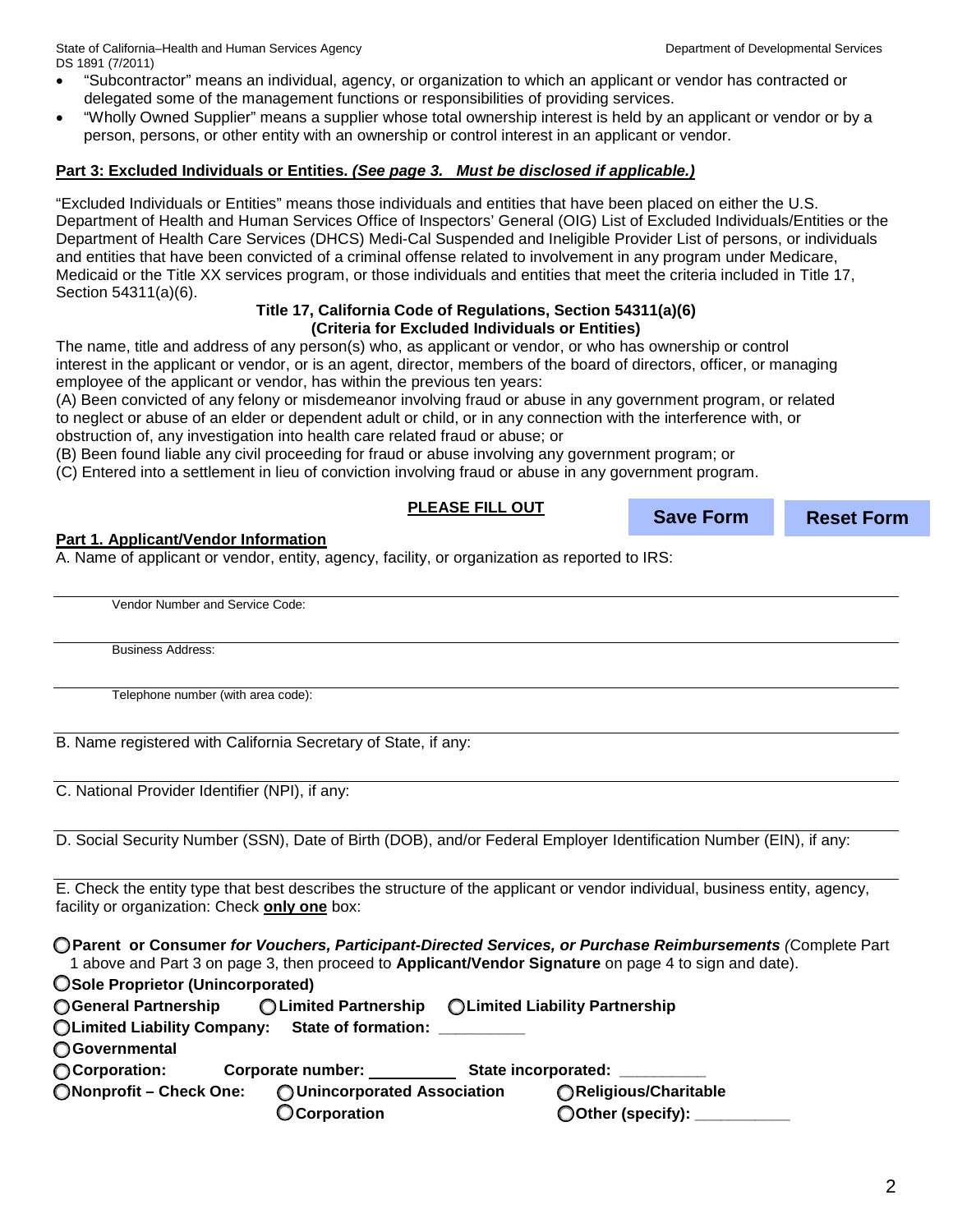- "Subcontractor" means an individual, agency, or organization to which an applicant or vendor has contracted or delegated some of the management functions or responsibilities of providing services.
- "Wholly Owned Supplier" means a supplier whose total ownership interest is held by an applicant or vendor or by a person, persons, or other entity with an ownership or control interest in an applicant or vendor.

**Part 3: Excluded Individuals or Entities.** ***(See page 3. Must be disclosed if applicable.)***

"Excluded Individuals or Entities" means those individuals and entities that have been placed on either the U.S. Department of Health and Human Services Office of Inspectors' General (OIG) List of Excluded Individuals/Entities or the Department of Health Care Services (DHCS) Medi-Cal Suspended and Ineligible Provider List of persons, or individuals and entities that have been convicted of a criminal offense related to involvement in any program under Medicare, Medicaid or the Title XX services program, or those individuals and entities that meet the criteria included in Title 17, Section 54311(a)(6).

**Title 17, California Code of Regulations, Section 54311(a)(6)**
**(Criteria for Excluded Individuals or Entities)**

The name, title and address of any person(s) who, as applicant or vendor, or who has ownership or control interest in the applicant or vendor, or is an agent, director, members of the board of directors, officer, or managing employee of the applicant or vendor, has within the previous ten years:

(A) Been convicted of any felony or misdemeanor involving fraud or abuse in any government program, or related to neglect or abuse of an elder or dependent adult or child, or in any connection with the interference with, or obstruction of, any investigation into health care related fraud or abuse; or

(B) Been found liable any civil proceeding for fraud or abuse involving any government program; or

(C) Entered into a settlement in lieu of conviction involving fraud or abuse in any government program.

**PLEASE FILL OUT**

Save Form Reset Form

**Part 1. Applicant/Vendor Information**

A. Name of applicant or vendor, entity, agency, facility, or organization as reported to IRS:

Vendor Number and Service Code:

Business Address:

Telephone number (with area code):

B. Name registered with California Secretary of State, if any:

C. National Provider Identifier (NPI), if any:

D. Social Security Number (SSN), Date of Birth (DOB), and/or Federal Employer Identification Number (EIN), if any:

E. Check the entity type that best describes the structure of the applicant or vendor individual, business entity, agency, facility or organization: Check **only one** box:

○ **Parent or Consumer** ***for Vouchers, Participant-Directed Services, or Purchase Reimbursements*** (Complete Part 1 above and Part 3 on page 3, then proceed to **Applicant/Vendor Signature** on page 4 to sign and date).

○ **Sole Proprietor (Unincorporated)**

○ **General Partnership** ○ **Limited Partnership** ○ **Limited Liability Partnership**

○ **Limited Liability Company: State of formation:** __________

○ **Governmental**

○ **Corporation: Corporate number:** __________ **State incorporated:** __________

○ **Nonprofit – Check One:** ○ **Unincorporated Association** ○ **Religious/Charitable**
○ **Corporation** ○ **Other (specify):** ___________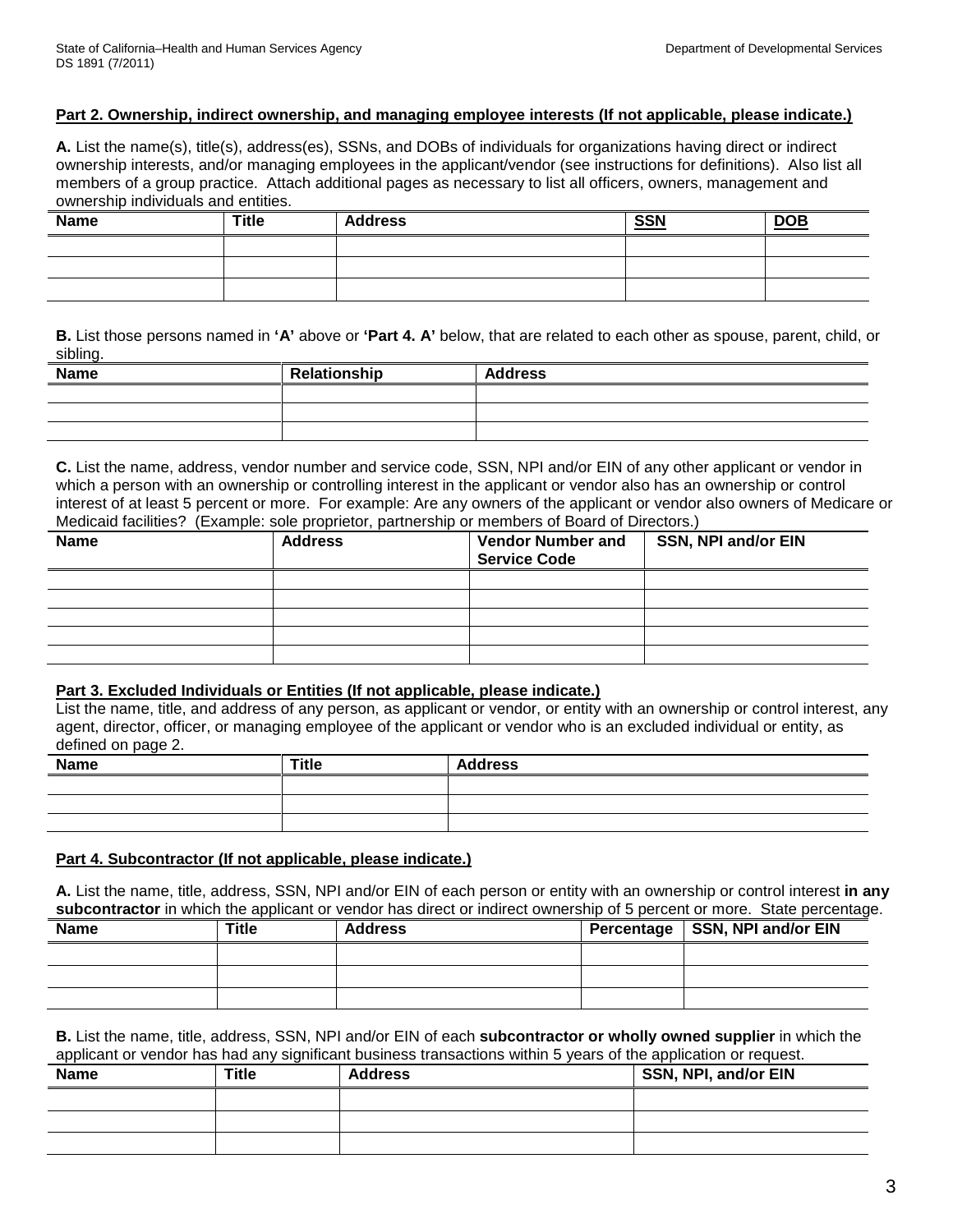State of California–Health and Human Services Agency
DS 1891 (7/2011)

Department of Developmental Services

**Part 2. Ownership, indirect ownership, and managing employee interests (If not applicable, please indicate.)**

**A.** List the name(s), title(s), address(es), SSNs, and DOBs of individuals for organizations having direct or indirect ownership interests, and/or managing employees in the applicant/vendor (see instructions for definitions). Also list all members of a group practice. Attach additional pages as necessary to list all officers, owners, management and ownership individuals and entities.

| Name | Title | Address | SSN | DOB |
|---|---|---|---|---|
| | | | | |
| | | | | |
| | | | | |

**B.** List those persons named in **'A'** above or **'Part 4. A'** below, that are related to each other as spouse, parent, child, or sibling.

| Name | Relationship | Address |
|---|---|---|
| | | |
| | | |
| | | |

**C.** List the name, address, vendor number and service code, SSN, NPI and/or EIN of any other applicant or vendor in which a person with an ownership or controlling interest in the applicant or vendor also has an ownership or control interest of at least 5 percent or more. For example: Are any owners of the applicant or vendor also owners of Medicare or Medicaid facilities? (Example: sole proprietor, partnership or members of Board of Directors.)

| Name | Address | Vendor Number and Service Code | SSN, NPI and/or EIN |
|---|---|---|---|
| | | | |
| | | | |
| | | | |
| | | | |
| | | | |

**Part 3. Excluded Individuals or Entities (If not applicable, please indicate.)**

List the name, title, and address of any person, as applicant or vendor, or entity with an ownership or control interest, any agent, director, officer, or managing employee of the applicant or vendor who is an excluded individual or entity, as defined on page 2.

| Name | Title | Address |
|---|---|---|
| | | |
| | | |
| | | |

**Part 4. Subcontractor (If not applicable, please indicate.)**

**A.** List the name, title, address, SSN, NPI and/or EIN of each person or entity with an ownership or control interest **in any subcontractor** in which the applicant or vendor has direct or indirect ownership of 5 percent or more. State percentage.

| Name | Title | Address | Percentage | SSN, NPI and/or EIN |
|---|---|---|---|---|
| | | | | |
| | | | | |
| | | | | |

**B.** List the name, title, address, SSN, NPI and/or EIN of each **subcontractor or wholly owned supplier** in which the applicant or vendor has had any significant business transactions within 5 years of the application or request.

| Name | Title | Address | SSN, NPI, and/or EIN |
|---|---|---|---|
| | | | |
| | | | |
| | | | |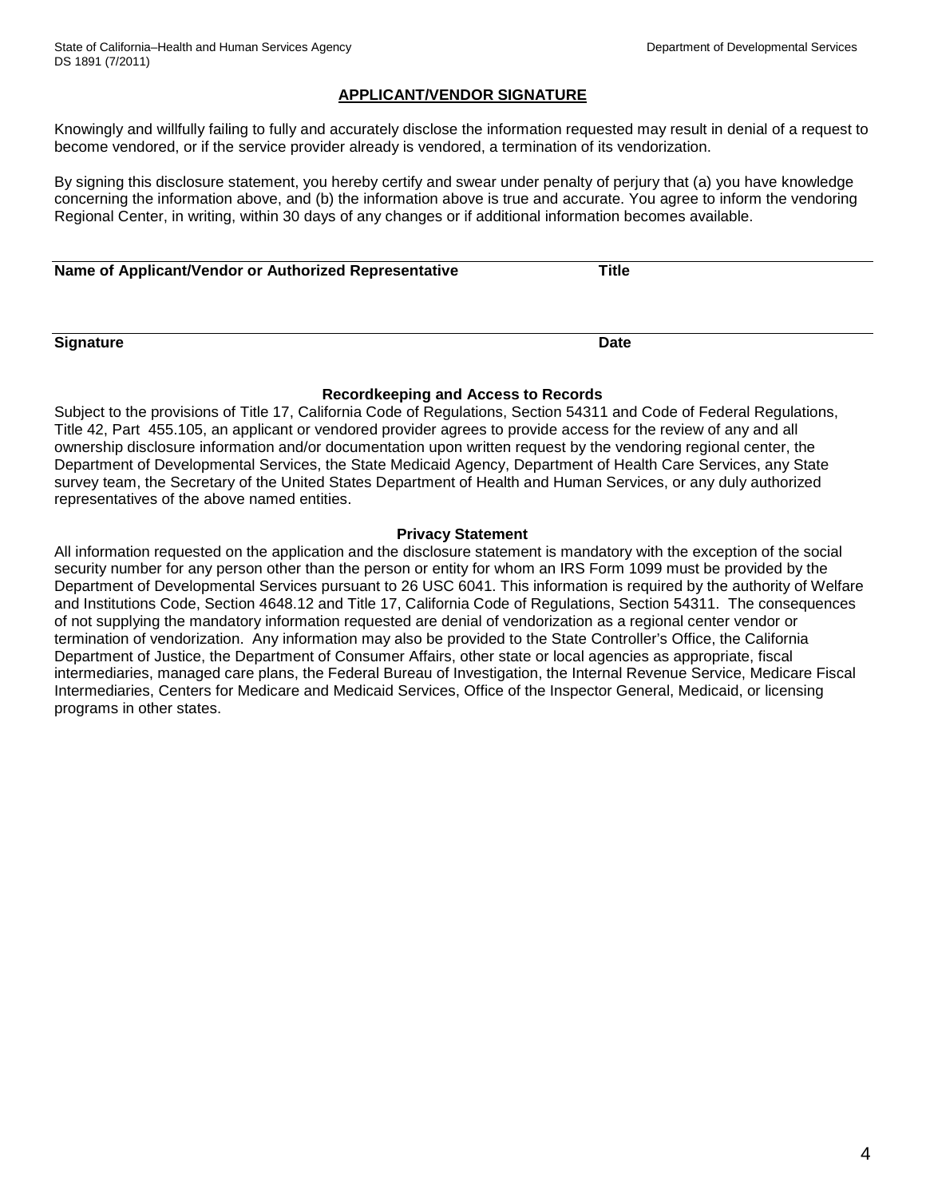## APPLICANT/VENDOR SIGNATURE

Knowingly and willfully failing to fully and accurately disclose the information requested may result in denial of a request to become vendored, or if the service provider already is vendored, a termination of its vendorization.

By signing this disclosure statement, you hereby certify and swear under penalty of perjury that (a) you have knowledge concerning the information above, and (b) the information above is true and accurate. You agree to inform the vendoring Regional Center, in writing, within 30 days of any changes or if additional information becomes available.

| | |
|---|---|
| **Name of Applicant/Vendor or Authorized Representative** | **Title** |
| **Signature** | **Date** |

### Recordkeeping and Access to Records

Subject to the provisions of Title 17, California Code of Regulations, Section 54311 and Code of Federal Regulations, Title 42, Part 455.105, an applicant or vendored provider agrees to provide access for the review of any and all ownership disclosure information and/or documentation upon written request by the vendoring regional center, the Department of Developmental Services, the State Medicaid Agency, Department of Health Care Services, any State survey team, the Secretary of the United States Department of Health and Human Services, or any duly authorized representatives of the above named entities.

### Privacy Statement

All information requested on the application and the disclosure statement is mandatory with the exception of the social security number for any person other than the person or entity for whom an IRS Form 1099 must be provided by the Department of Developmental Services pursuant to 26 USC 6041. This information is required by the authority of Welfare and Institutions Code, Section 4648.12 and Title 17, California Code of Regulations, Section 54311. The consequences of not supplying the mandatory information requested are denial of vendorization as a regional center vendor or termination of vendorization. Any information may also be provided to the State Controller's Office, the California Department of Justice, the Department of Consumer Affairs, other state or local agencies as appropriate, fiscal intermediaries, managed care plans, the Federal Bureau of Investigation, the Internal Revenue Service, Medicare Fiscal Intermediaries, Centers for Medicare and Medicaid Services, Office of the Inspector General, Medicaid, or licensing programs in other states.